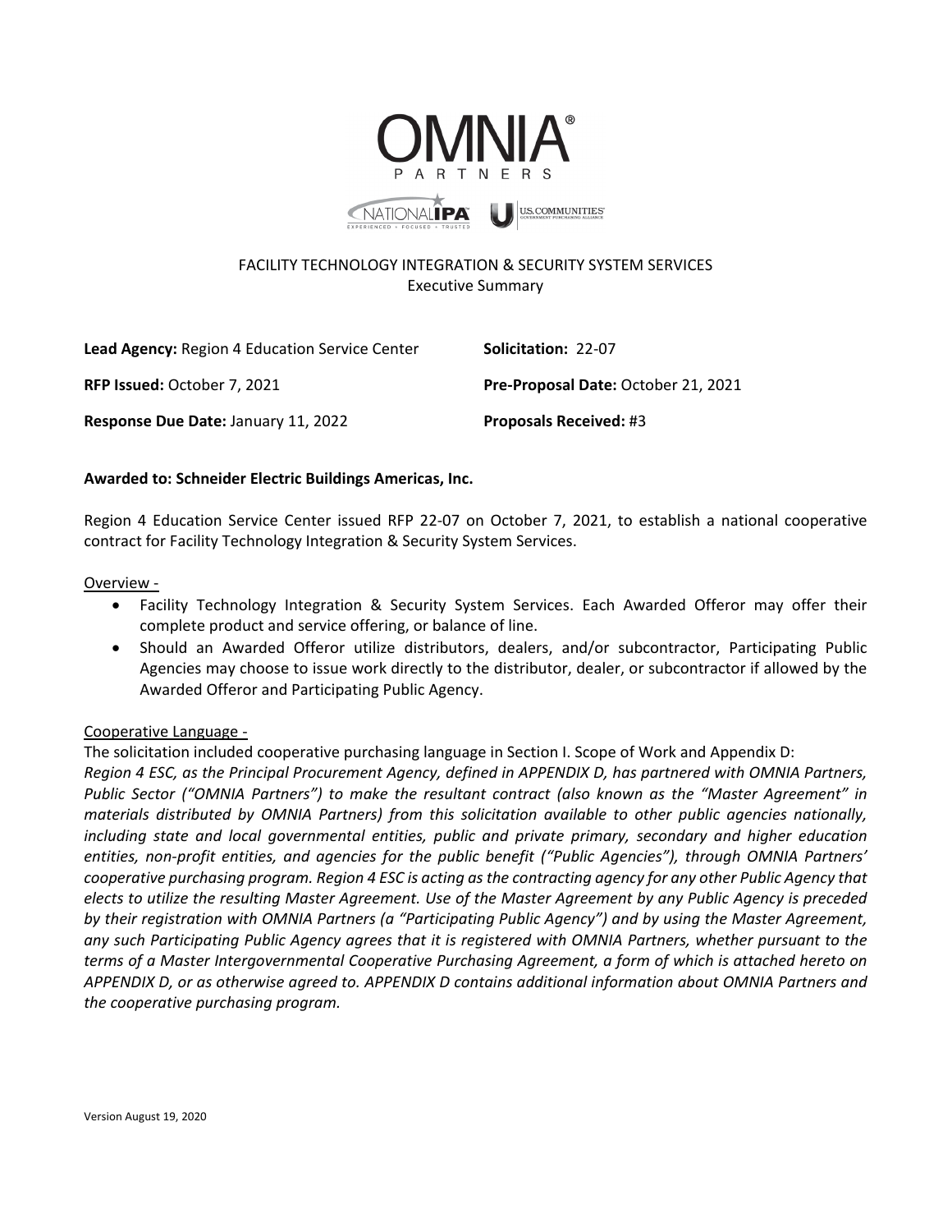# FACILITY TECHNOLOGY INTEGRATION & SECURITY SYSTEM SERVICES

Executive Summary

**Lead Agency:** Region 4 Education Service Center

**Solicitation:** 22-07

**RFP Issued:** October 7, 2021

**Pre-Proposal Date:** October 21, 2021

**Response Due Date:** January 11, 2022

**Proposals Received:** #3

**Awarded to: Schneider Electric Buildings Americas, Inc.**

Region 4 Education Service Center issued RFP 22-07 on October 7, 2021, to establish a national cooperative contract for Facility Technology Integration & Security System Services.

Overview -

- Facility Technology Integration & Security System Services. Each Awarded Offeror may offer their complete product and service offering, or balance of line.
- Should an Awarded Offeror utilize distributors, dealers, and/or subcontractor, Participating Public Agencies may choose to issue work directly to the distributor, dealer, or subcontractor if allowed by the Awarded Offeror and Participating Public Agency.

Cooperative Language -

The solicitation included cooperative purchasing language in Section I. Scope of Work and Appendix D:

*Region 4 ESC, as the Principal Procurement Agency, defined in APPENDIX D, has partnered with OMNIA Partners, Public Sector ("OMNIA Partners") to make the resultant contract (also known as the "Master Agreement" in materials distributed by OMNIA Partners) from this solicitation available to other public agencies nationally, including state and local governmental entities, public and private primary, secondary and higher education entities, non-profit entities, and agencies for the public benefit ("Public Agencies"), through OMNIA Partners' cooperative purchasing program. Region 4 ESC is acting as the contracting agency for any other Public Agency that elects to utilize the resulting Master Agreement. Use of the Master Agreement by any Public Agency is preceded by their registration with OMNIA Partners (a "Participating Public Agency") and by using the Master Agreement, any such Participating Public Agency agrees that it is registered with OMNIA Partners, whether pursuant to the terms of a Master Intergovernmental Cooperative Purchasing Agreement, a form of which is attached hereto on APPENDIX D, or as otherwise agreed to. APPENDIX D contains additional information about OMNIA Partners and the cooperative purchasing program.*

Version August 19, 2020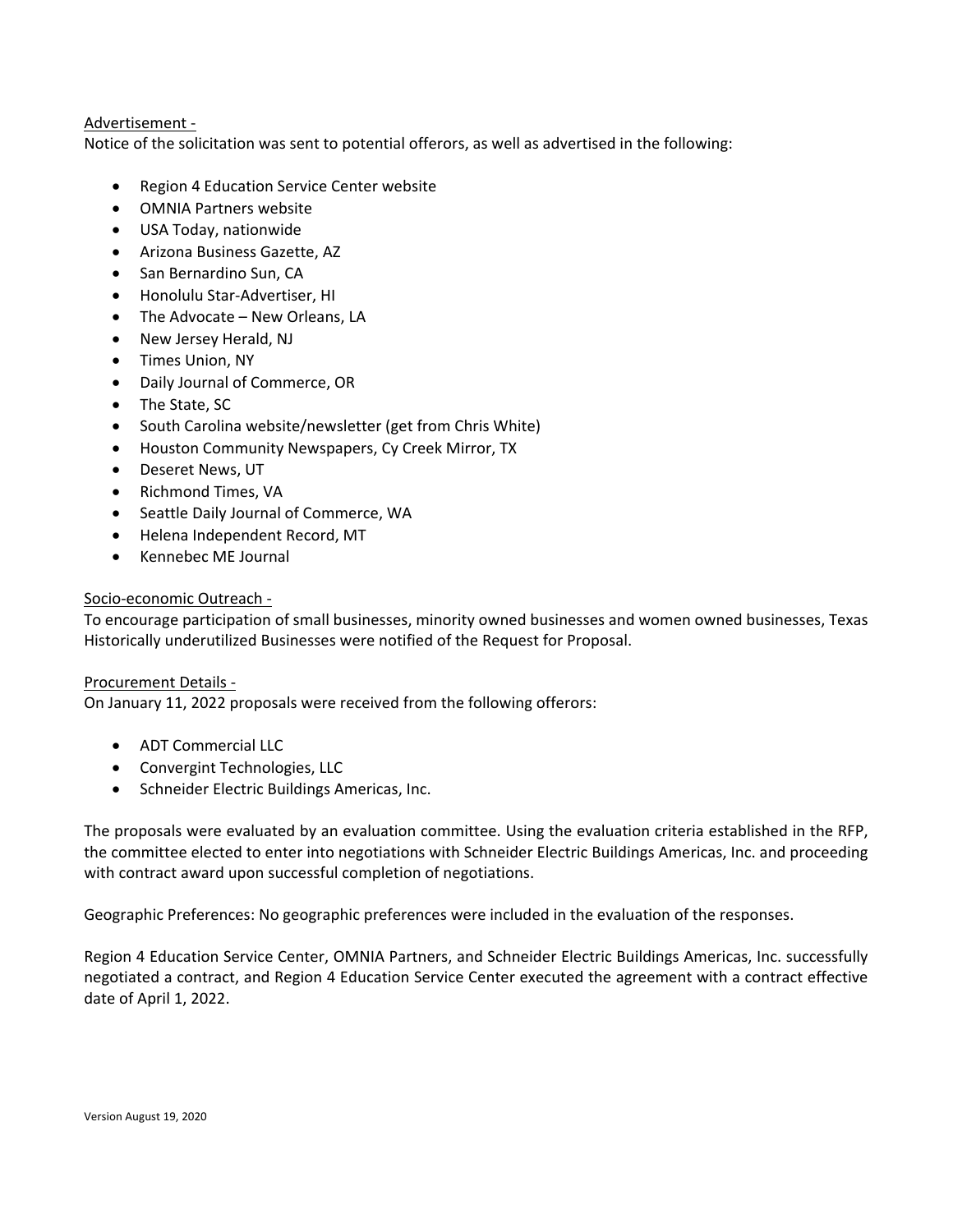Advertisement -

Notice of the solicitation was sent to potential offerors, as well as advertised in the following:

- Region 4 Education Service Center website
- OMNIA Partners website
- USA Today, nationwide
- Arizona Business Gazette, AZ
- San Bernardino Sun, CA
- Honolulu Star-Advertiser, HI
- The Advocate – New Orleans, LA
- New Jersey Herald, NJ
- Times Union, NY
- Daily Journal of Commerce, OR
- The State, SC
- South Carolina website/newsletter (get from Chris White)
- Houston Community Newspapers, Cy Creek Mirror, TX
- Deseret News, UT
- Richmond Times, VA
- Seattle Daily Journal of Commerce, WA
- Helena Independent Record, MT
- Kennebec ME Journal

Socio-economic Outreach -

To encourage participation of small businesses, minority owned businesses and women owned businesses, Texas Historically underutilized Businesses were notified of the Request for Proposal.

Procurement Details -

On January 11, 2022 proposals were received from the following offerors:

- ADT Commercial LLC
- Convergint Technologies, LLC
- Schneider Electric Buildings Americas, Inc.

The proposals were evaluated by an evaluation committee. Using the evaluation criteria established in the RFP, the committee elected to enter into negotiations with Schneider Electric Buildings Americas, Inc. and proceeding with contract award upon successful completion of negotiations.

Geographic Preferences: No geographic preferences were included in the evaluation of the responses.

Region 4 Education Service Center, OMNIA Partners, and Schneider Electric Buildings Americas, Inc. successfully negotiated a contract, and Region 4 Education Service Center executed the agreement with a contract effective date of April 1, 2022.

Version August 19, 2020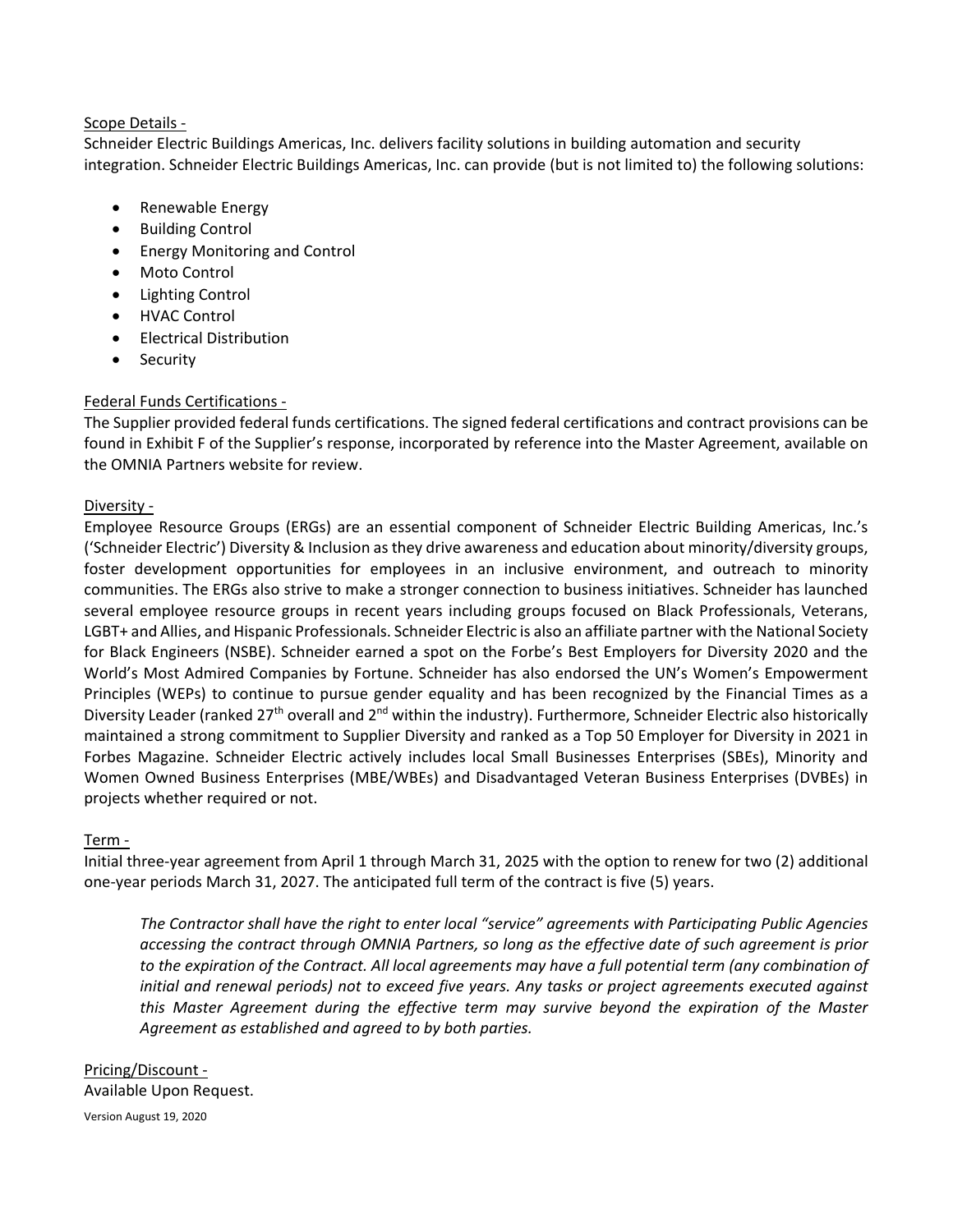Scope Details -

Schneider Electric Buildings Americas, Inc. delivers facility solutions in building automation and security integration. Schneider Electric Buildings Americas, Inc. can provide (but is not limited to) the following solutions:

- Renewable Energy
- Building Control
- Energy Monitoring and Control
- Moto Control
- Lighting Control
- HVAC Control
- Electrical Distribution
- Security

Federal Funds Certifications -

The Supplier provided federal funds certifications. The signed federal certifications and contract provisions can be found in Exhibit F of the Supplier's response, incorporated by reference into the Master Agreement, available on the OMNIA Partners website for review.

Diversity -

Employee Resource Groups (ERGs) are an essential component of Schneider Electric Building Americas, Inc.'s ('Schneider Electric') Diversity & Inclusion as they drive awareness and education about minority/diversity groups, foster development opportunities for employees in an inclusive environment, and outreach to minority communities. The ERGs also strive to make a stronger connection to business initiatives. Schneider has launched several employee resource groups in recent years including groups focused on Black Professionals, Veterans, LGBT+ and Allies, and Hispanic Professionals. Schneider Electric is also an affiliate partner with the National Society for Black Engineers (NSBE). Schneider earned a spot on the Forbe's Best Employers for Diversity 2020 and the World's Most Admired Companies by Fortune. Schneider has also endorsed the UN's Women's Empowerment Principles (WEPs) to continue to pursue gender equality and has been recognized by the Financial Times as a Diversity Leader (ranked 27th overall and 2nd within the industry). Furthermore, Schneider Electric also historically maintained a strong commitment to Supplier Diversity and ranked as a Top 50 Employer for Diversity in 2021 in Forbes Magazine. Schneider Electric actively includes local Small Businesses Enterprises (SBEs), Minority and Women Owned Business Enterprises (MBE/WBEs) and Disadvantaged Veteran Business Enterprises (DVBEs) in projects whether required or not.

Term -

Initial three-year agreement from April 1 through March 31, 2025 with the option to renew for two (2) additional one-year periods March 31, 2027. The anticipated full term of the contract is five (5) years.

> *The Contractor shall have the right to enter local "service" agreements with Participating Public Agencies accessing the contract through OMNIA Partners, so long as the effective date of such agreement is prior to the expiration of the Contract. All local agreements may have a full potential term (any combination of initial and renewal periods) not to exceed five years. Any tasks or project agreements executed against this Master Agreement during the effective term may survive beyond the expiration of the Master Agreement as established and agreed to by both parties.*

Pricing/Discount -

Available Upon Request.

Version August 19, 2020